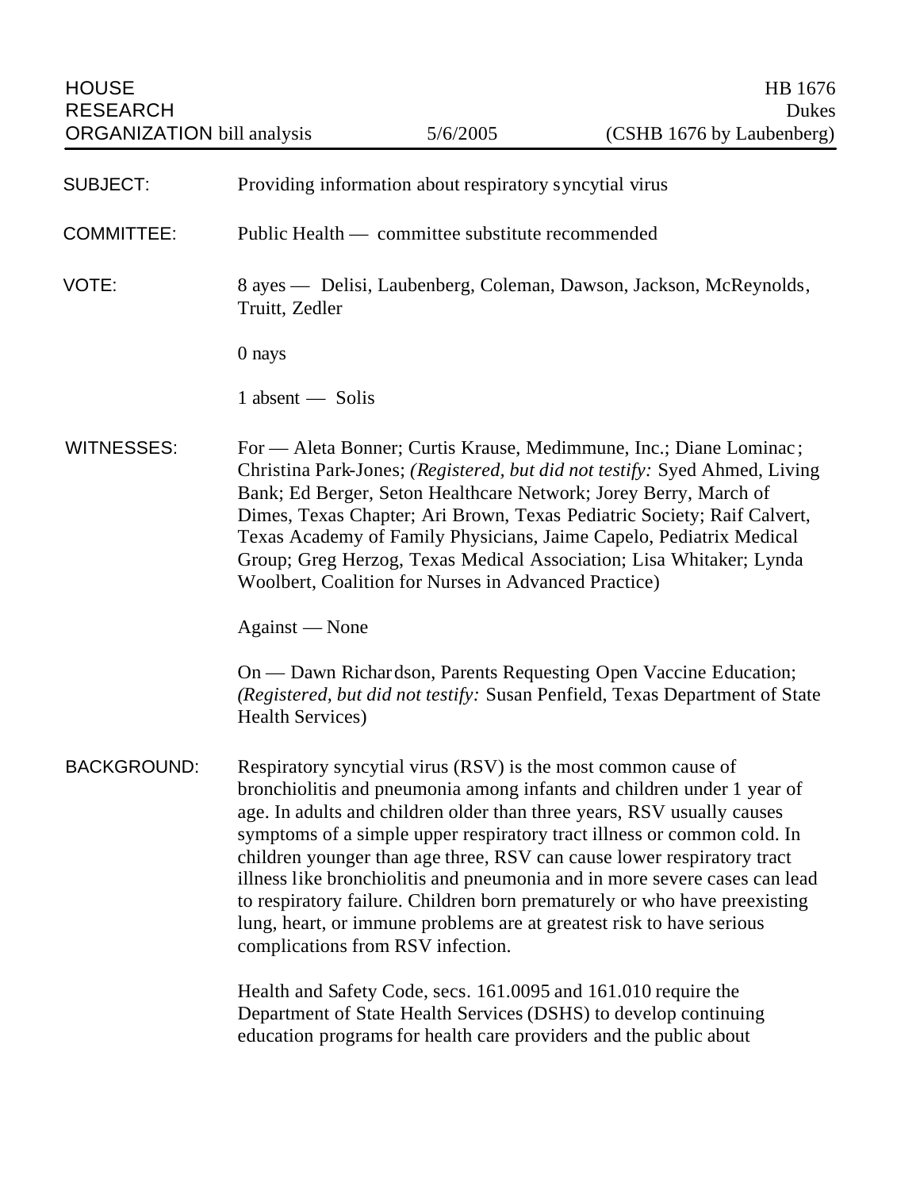HOUSE RESEARCH ORGANIZATION bill analysis | 5/6/2005 | HB 1676 Dukes (CSHB 1676 by Laubenberg)

**SUBJECT:** Providing information about respiratory syncytial virus

**COMMITTEE:** Public Health — committee substitute recommended

**VOTE:** 8 ayes — Delisi, Laubenberg, Coleman, Dawson, Jackson, McReynolds, Truitt, Zedler

0 nays

1 absent — Solis

**WITNESSES:** For — Aleta Bonner; Curtis Krause, Medimmune, Inc.; Diane Lominac; Christina Park-Jones; *(Registered, but did not testify:* Syed Ahmed, Living Bank; Ed Berger, Seton Healthcare Network; Jorey Berry, March of Dimes, Texas Chapter; Ari Brown, Texas Pediatric Society; Raif Calvert, Texas Academy of Family Physicians, Jaime Capelo, Pediatrix Medical Group; Greg Herzog, Texas Medical Association; Lisa Whitaker; Lynda Woolbert, Coalition for Nurses in Advanced Practice)

Against — None

On — Dawn Richardson, Parents Requesting Open Vaccine Education; *(Registered, but did not testify:* Susan Penfield, Texas Department of State Health Services)

**BACKGROUND:** Respiratory syncytial virus (RSV) is the most common cause of bronchiolitis and pneumonia among infants and children under 1 year of age. In adults and children older than three years, RSV usually causes symptoms of a simple upper respiratory tract illness or common cold. In children younger than age three, RSV can cause lower respiratory tract illness like bronchiolitis and pneumonia and in more severe cases can lead to respiratory failure. Children born prematurely or who have preexisting lung, heart, or immune problems are at greatest risk to have serious complications from RSV infection.

Health and Safety Code, secs. 161.0095 and 161.010 require the Department of State Health Services (DSHS) to develop continuing education programs for health care providers and the public about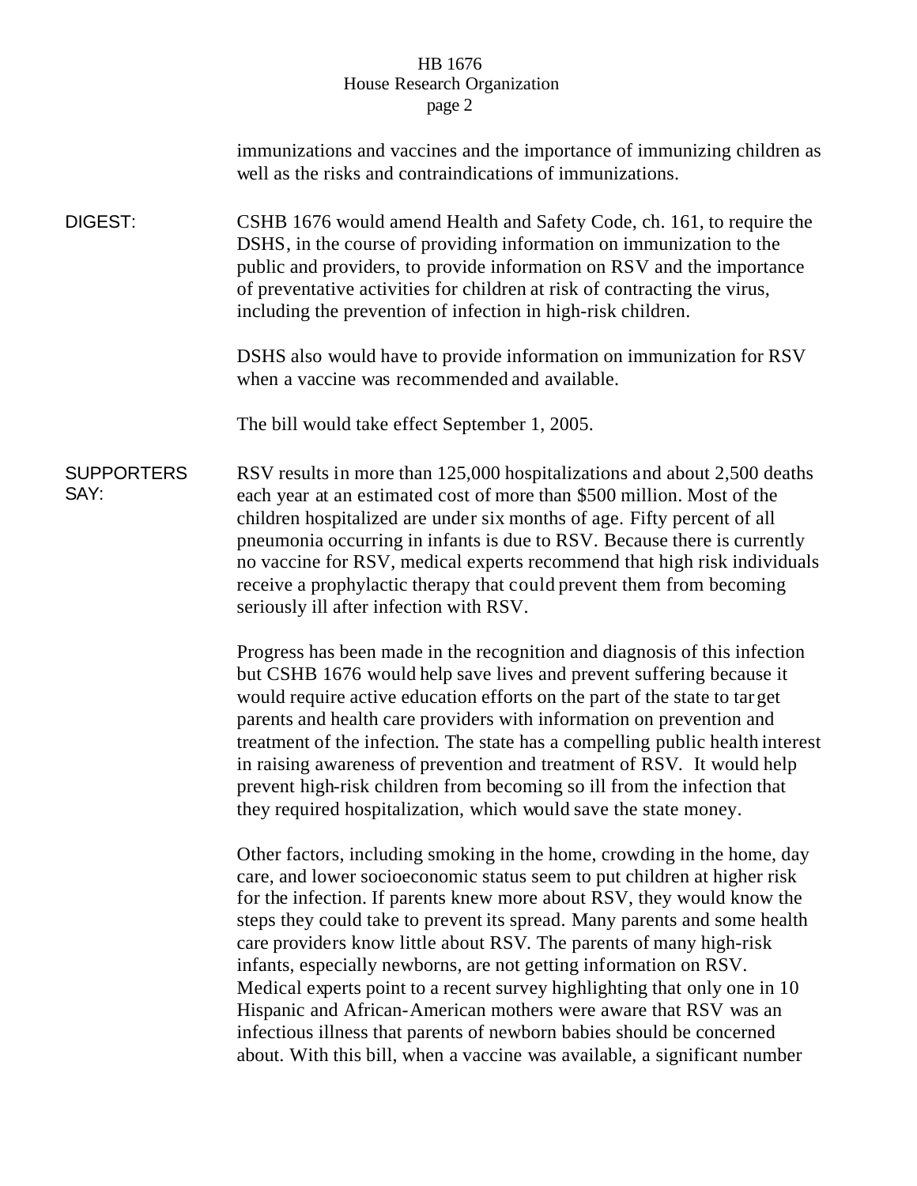immunizations and vaccines and the importance of immunizing children as well as the risks and contraindications of immunizations.

**DIGEST:**

CSHB 1676 would amend Health and Safety Code, ch. 161, to require the DSHS, in the course of providing information on immunization to the public and providers, to provide information on RSV and the importance of preventative activities for children at risk of contracting the virus, including the prevention of infection in high-risk children.

DSHS also would have to provide information on immunization for RSV when a vaccine was recommended and available.

The bill would take effect September 1, 2005.

**SUPPORTERS SAY:**

RSV results in more than 125,000 hospitalizations and about 2,500 deaths each year at an estimated cost of more than $500 million. Most of the children hospitalized are under six months of age. Fifty percent of all pneumonia occurring in infants is due to RSV. Because there is currently no vaccine for RSV, medical experts recommend that high risk individuals receive a prophylactic therapy that could prevent them from becoming seriously ill after infection with RSV.

Progress has been made in the recognition and diagnosis of this infection but CSHB 1676 would help save lives and prevent suffering because it would require active education efforts on the part of the state to target parents and health care providers with information on prevention and treatment of the infection. The state has a compelling public health interest in raising awareness of prevention and treatment of RSV. It would help prevent high-risk children from becoming so ill from the infection that they required hospitalization, which would save the state money.

Other factors, including smoking in the home, crowding in the home, day care, and lower socioeconomic status seem to put children at higher risk for the infection. If parents knew more about RSV, they would know the steps they could take to prevent its spread. Many parents and some health care providers know little about RSV. The parents of many high-risk infants, especially newborns, are not getting information on RSV. Medical experts point to a recent survey highlighting that only one in 10 Hispanic and African-American mothers were aware that RSV was an infectious illness that parents of newborn babies should be concerned about. With this bill, when a vaccine was available, a significant number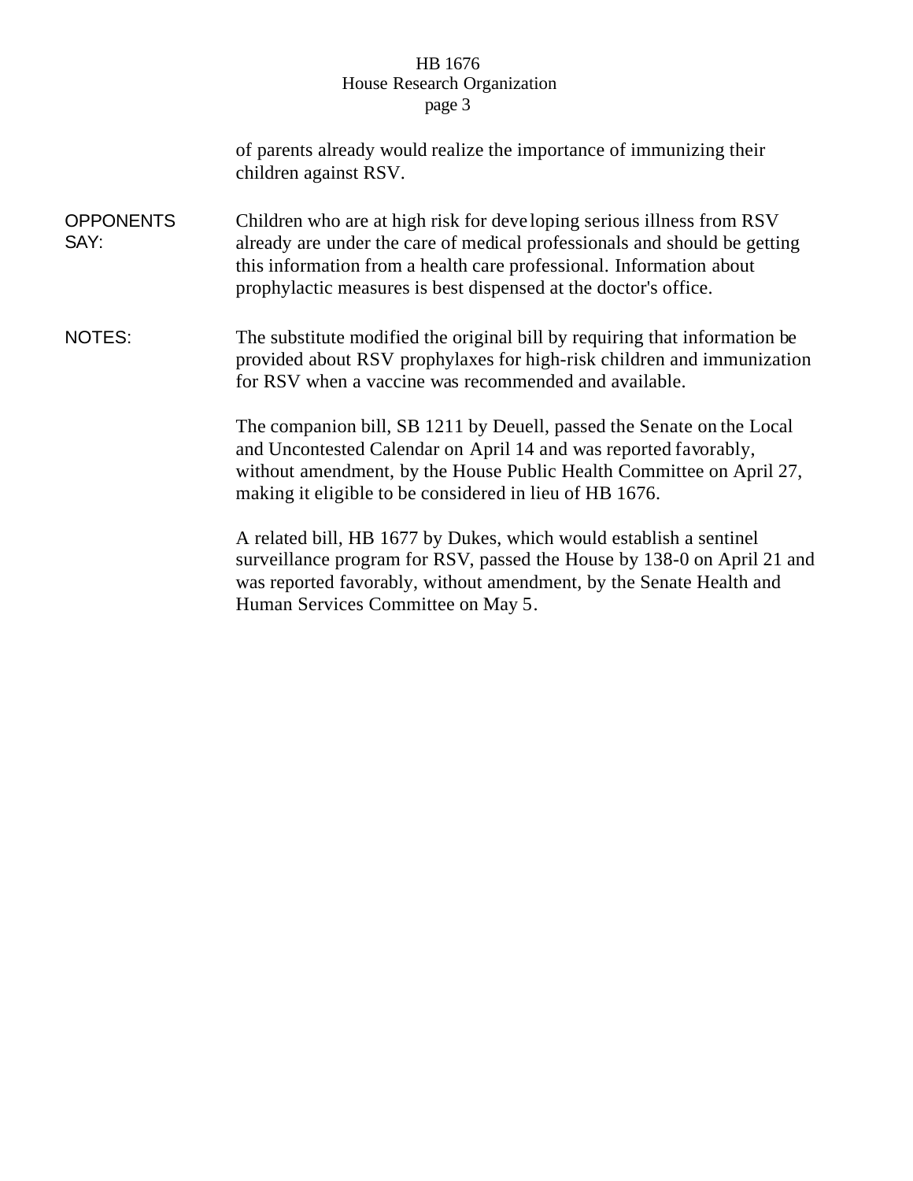of parents already would realize the importance of immunizing their children against RSV.

**OPPONENTS SAY:**

Children who are at high risk for developing serious illness from RSV already are under the care of medical professionals and should be getting this information from a health care professional. Information about prophylactic measures is best dispensed at the doctor's office.

**NOTES:**

The substitute modified the original bill by requiring that information be provided about RSV prophylaxes for high-risk children and immunization for RSV when a vaccine was recommended and available.

The companion bill, SB 1211 by Deuell, passed the Senate on the Local and Uncontested Calendar on April 14 and was reported favorably, without amendment, by the House Public Health Committee on April 27, making it eligible to be considered in lieu of HB 1676.

A related bill, HB 1677 by Dukes, which would establish a sentinel surveillance program for RSV, passed the House by 138-0 on April 21 and was reported favorably, without amendment, by the Senate Health and Human Services Committee on May 5.